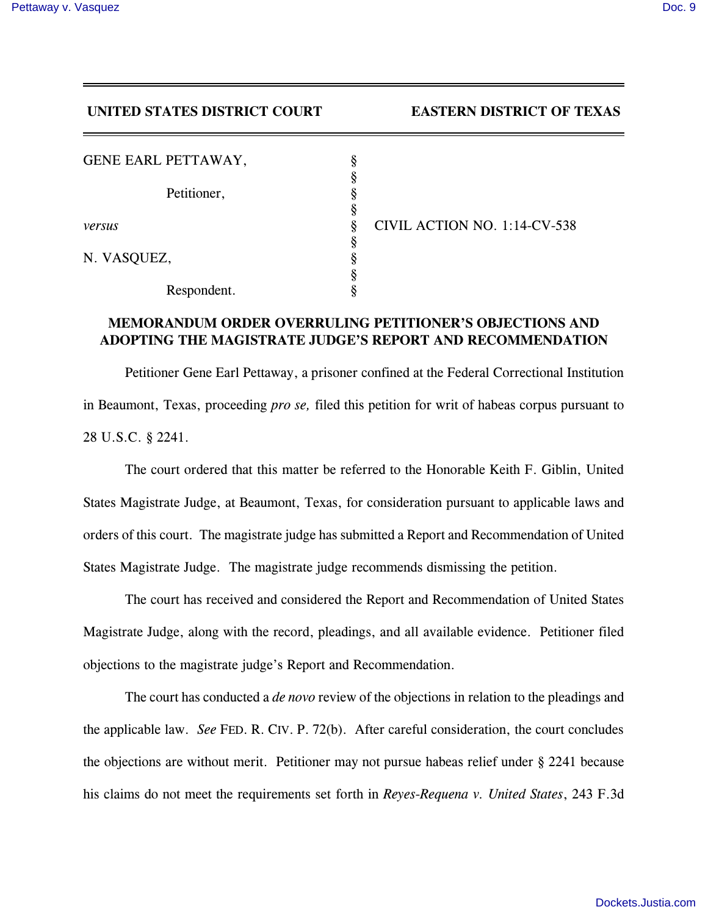**UNITED STATES DISTRICT COURT EASTERN DISTRICT OF TEXAS**

GENE EARL PETTAWAY, §
§
Petitioner, §
§
*versus* § CIVIL ACTION NO. 1:14-CV-538
§
N. VASQUEZ, §
§
Respondent. §

## MEMORANDUM ORDER OVERRULING PETITIONER'S OBJECTIONS AND ADOPTING THE MAGISTRATE JUDGE'S REPORT AND RECOMMENDATION

Petitioner Gene Earl Pettaway, a prisoner confined at the Federal Correctional Institution in Beaumont, Texas, proceeding *pro se,* filed this petition for writ of habeas corpus pursuant to 28 U.S.C. § 2241.

The court ordered that this matter be referred to the Honorable Keith F. Giblin, United States Magistrate Judge, at Beaumont, Texas, for consideration pursuant to applicable laws and orders of this court. The magistrate judge has submitted a Report and Recommendation of United States Magistrate Judge. The magistrate judge recommends dismissing the petition.

The court has received and considered the Report and Recommendation of United States Magistrate Judge, along with the record, pleadings, and all available evidence. Petitioner filed objections to the magistrate judge's Report and Recommendation.

The court has conducted a *de novo* review of the objections in relation to the pleadings and the applicable law. *See* FED. R. CIV. P. 72(b). After careful consideration, the court concludes the objections are without merit. Petitioner may not pursue habeas relief under § 2241 because his claims do not meet the requirements set forth in *Reyes-Requena v. United States*, 243 F.3d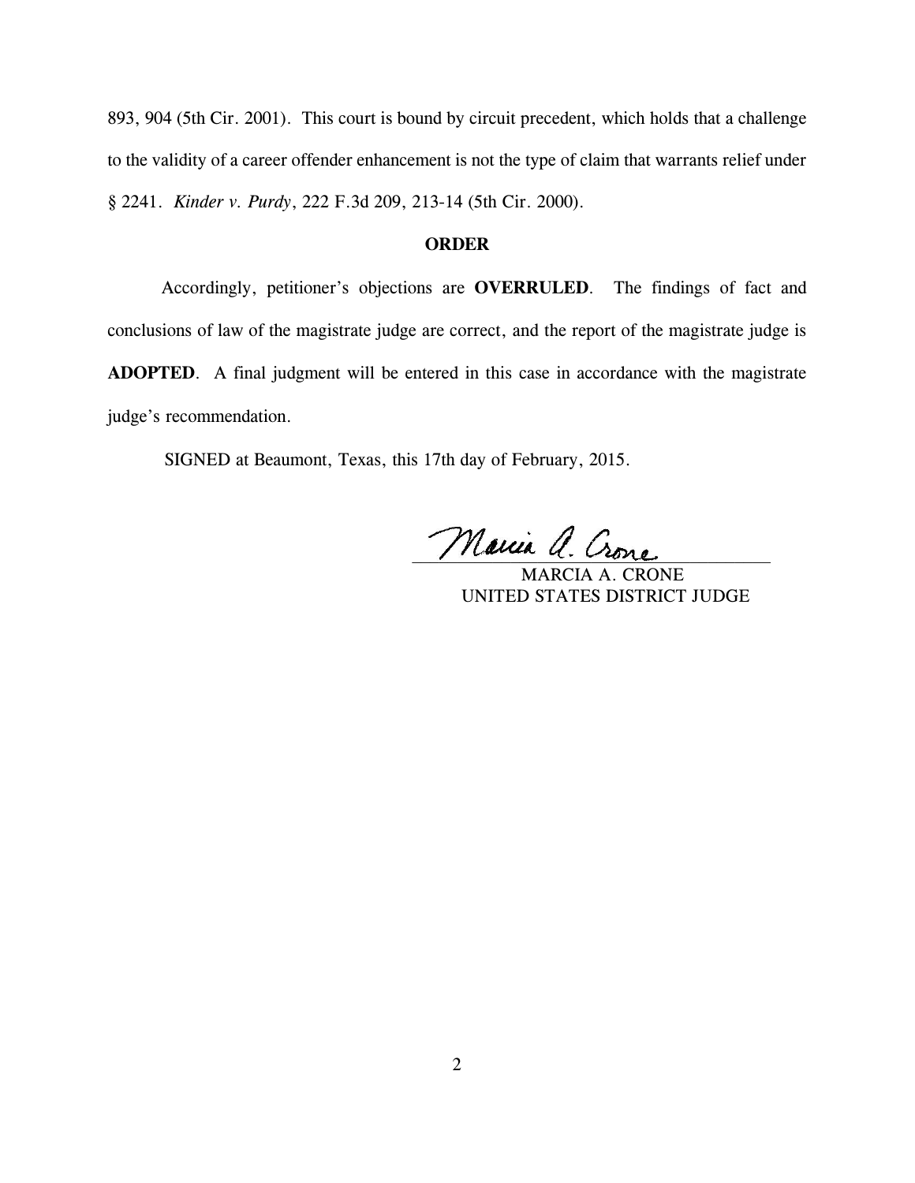893, 904 (5th Cir. 2001). This court is bound by circuit precedent, which holds that a challenge to the validity of a career offender enhancement is not the type of claim that warrants relief under § 2241. *Kinder v. Purdy*, 222 F.3d 209, 213-14 (5th Cir. 2000).

## ORDER

Accordingly, petitioner's objections are **OVERRULED**. The findings of fact and conclusions of law of the magistrate judge are correct, and the report of the magistrate judge is **ADOPTED**. A final judgment will be entered in this case in accordance with the magistrate judge's recommendation.

SIGNED at Beaumont, Texas, this 17th day of February, 2015.

Marcia A. Crone

MARCIA A. CRONE
UNITED STATES DISTRICT JUDGE